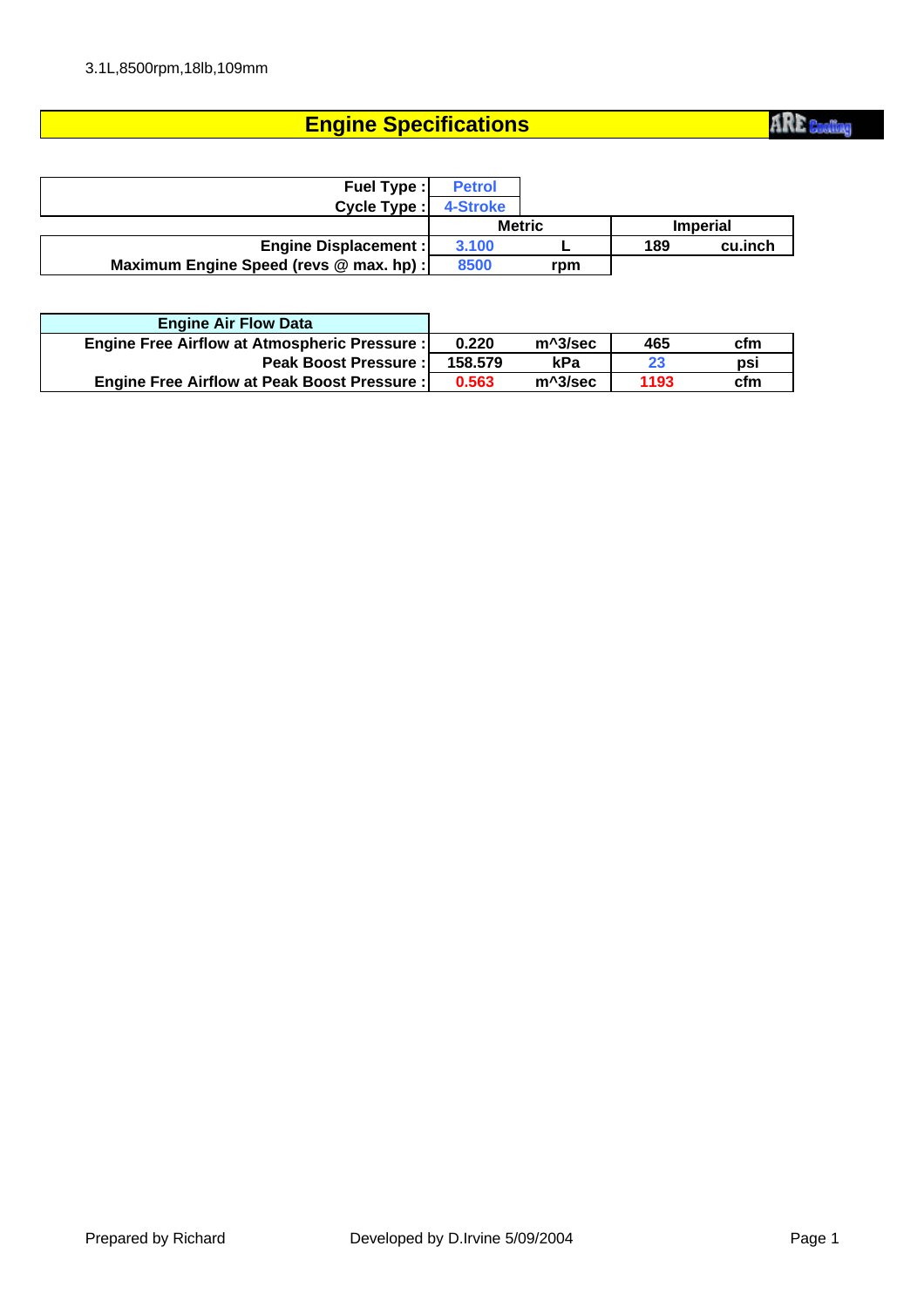3.1L,8500rpm,18lb,109mm

# Engine Specifications

ARE Cooling

| | | | | |
|---|---|---|---|---|
| Fuel Type : | Petrol | | | |
| Cycle Type : | 4-Stroke | | | |
| | Metric | | Imperial | |
| Engine Displacement : | 3.100 | L | 189 | cu.inch |
| Maximum Engine Speed (revs @ max. hp) : | 8500 | rpm | | |

| Engine Air Flow Data | | | | |
|---|---|---|---|---|
| Engine Free Airflow at Atmospheric Pressure : | 0.220 | m^3/sec | 465 | cfm |
| Peak Boost Pressure : | 158.579 | kPa | 23 | psi |
| Engine Free Airflow at Peak Boost Pressure : | 0.563 | m^3/sec | 1193 | cfm |

Prepared by Richard

Developed by D.Irvine 5/09/2004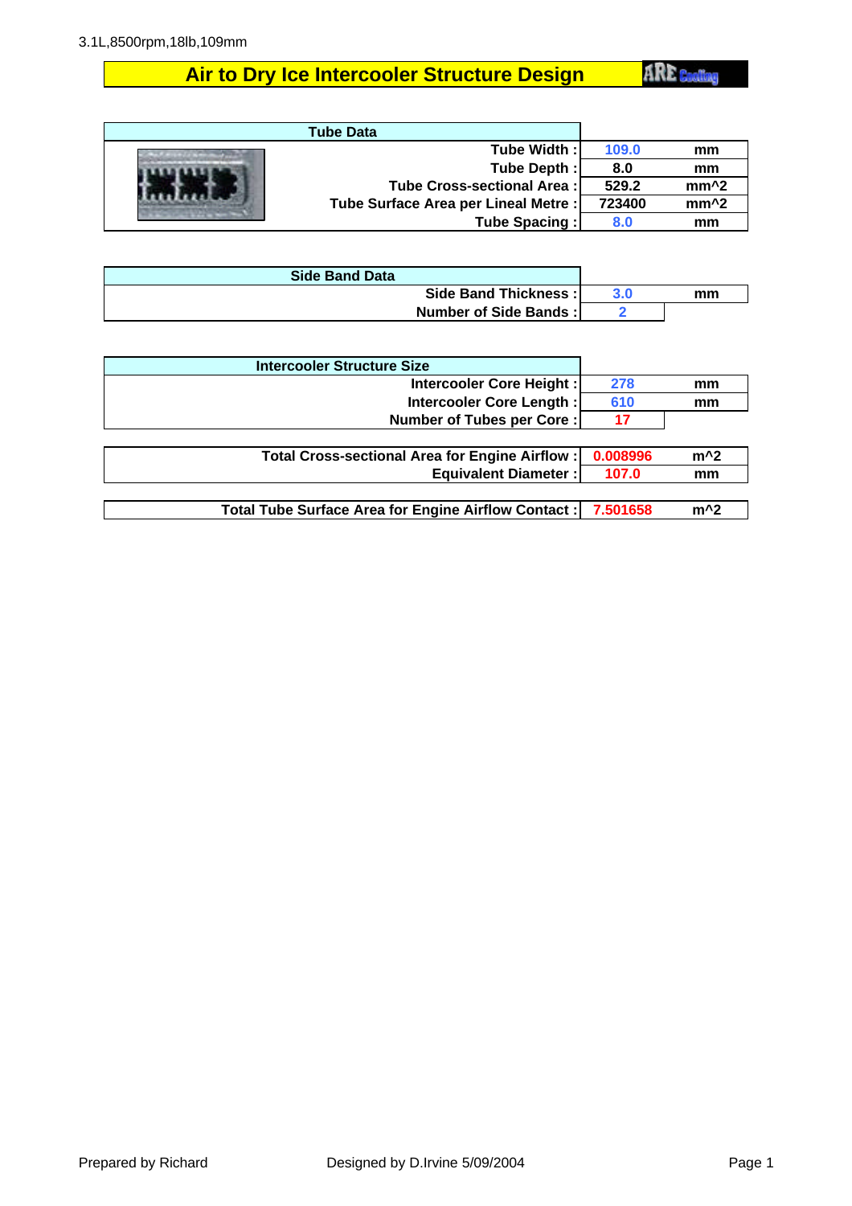3.1L,8500rpm,18lb,109mm

# Air to Dry Ice Intercooler Structure Design

ARE Cooling

| Tube Data | | |
|---|---|---|
| Tube Width : | 109.0 | mm |
| Tube Depth : | 8.0 | mm |
| Tube Cross-sectional Area : | 529.2 | mm^2 |
| Tube Surface Area per Lineal Metre : | 723400 | mm^2 |
| Tube Spacing : | 8.0 | mm |

| Side Band Data | | |
|---|---|---|
| Side Band Thickness : | 3.0 | mm |
| Number of Side Bands : | 2 | |

| Intercooler Structure Size | | |
|---|---|---|
| Intercooler Core Height : | 278 | mm |
| Intercooler Core Length : | 610 | mm |
| Number of Tubes per Core : | 17 | |

| | | |
|---|---|---|
| Total Cross-sectional Area for Engine Airflow : | 0.008996 | m^2 |
| Equivalent Diameter : | 107.0 | mm |

| | | |
|---|---|---|
| Total Tube Surface Area for Engine Airflow Contact : | 7.501658 | m^2 |

Prepared by Richard

Designed by D.Irvine 5/09/2004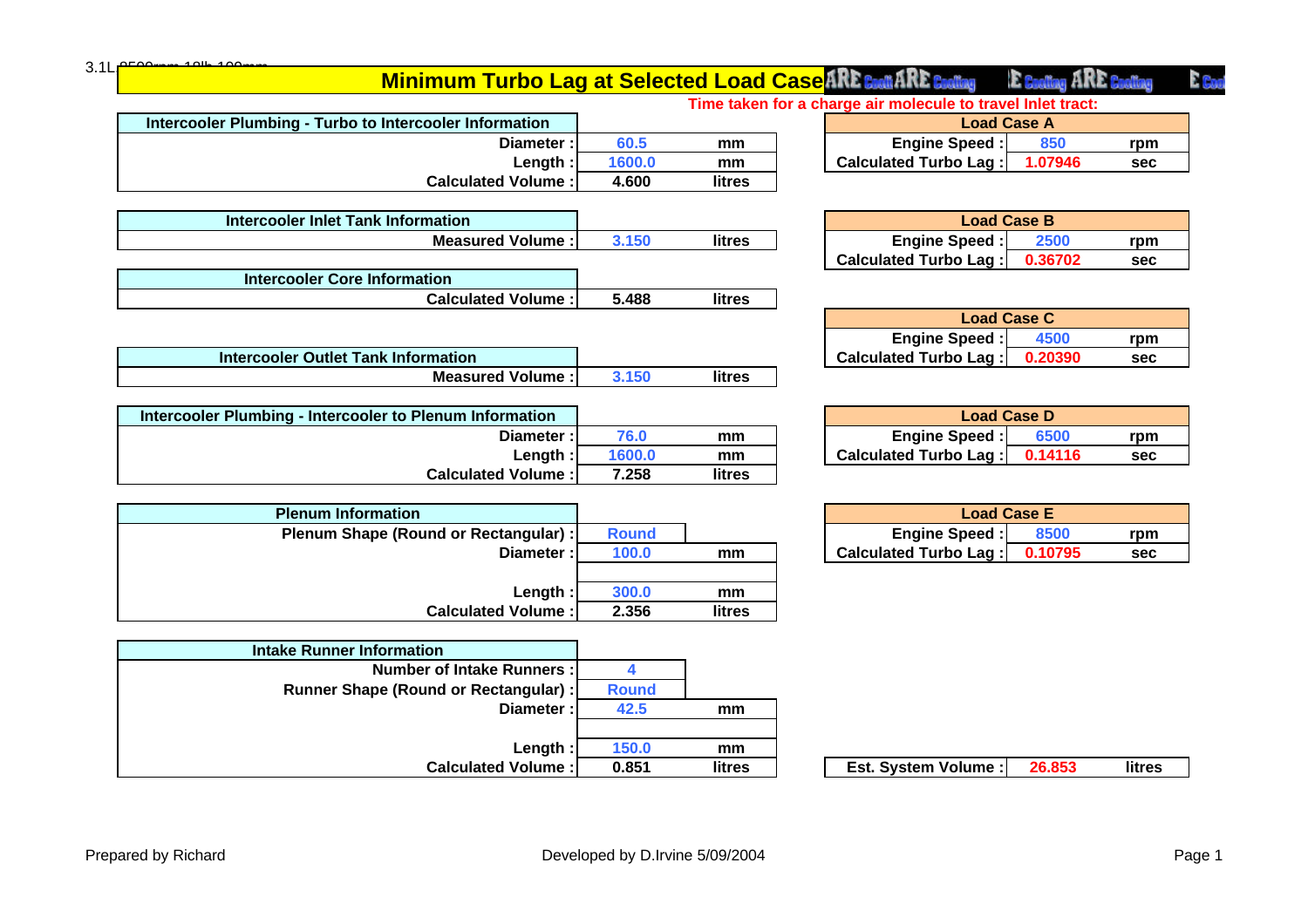3.1L 8500rpm 18lb 100mm

# Minimum Turbo Lag at Selected Load Case

ARE Cooling ARE Cooling ARE Cooling ARE Cooling ARE Cooling

| Intercooler Plumbing - Turbo to Intercooler Information | | |
|---|---|---|
| Diameter : | 60.5 | mm |
| Length : | 1600.0 | mm |
| Calculated Volume : | 4.600 | litres |

| Intercooler Inlet Tank Information | | |
|---|---|---|
| Measured Volume : | 3.150 | litres |

| Intercooler Core Information | | |
|---|---|---|
| Calculated Volume : | 5.488 | litres |

| Intercooler Outlet Tank Information | | |
|---|---|---|
| Measured Volume : | 3.150 | litres |

| Intercooler Plumbing - Intercooler to Plenum Information | | |
|---|---|---|
| Diameter : | 76.0 | mm |
| Length : | 1600.0 | mm |
| Calculated Volume : | 7.258 | litres |

| Plenum Information | | |
|---|---|---|
| Plenum Shape (Round or Rectangular) : | Round | |
| Diameter : | 100.0 | mm |
| | | |
| Length : | 300.0 | mm |
| Calculated Volume : | 2.356 | litres |

| Intake Runner Information | | |
|---|---|---|
| Number of Intake Runners : | 4 | |
| Runner Shape (Round or Rectangular) : | Round | |
| Diameter : | 42.5 | mm |
| | | |
| Length : | 150.0 | mm |
| Calculated Volume : | 0.851 | litres |

**Time taken for a charge air molecule to travel Inlet tract:**

| Load Case A | | |
|---|---|---|
| Engine Speed : | 850 | rpm |
| Calculated Turbo Lag : | 1.07946 | sec |

| Load Case B | | |
|---|---|---|
| Engine Speed : | 2500 | rpm |
| Calculated Turbo Lag : | 0.36702 | sec |

| Load Case C | | |
|---|---|---|
| Engine Speed : | 4500 | rpm |
| Calculated Turbo Lag : | 0.20390 | sec |

| Load Case D | | |
|---|---|---|
| Engine Speed : | 6500 | rpm |
| Calculated Turbo Lag : | 0.14116 | sec |

| Load Case E | | |
|---|---|---|
| Engine Speed : | 8500 | rpm |
| Calculated Turbo Lag : | 0.10795 | sec |

| | | |
|---|---|---|
| Est. System Volume : | 26.853 | litres |

Prepared by Richard

Developed by D.Irvine 5/09/2004